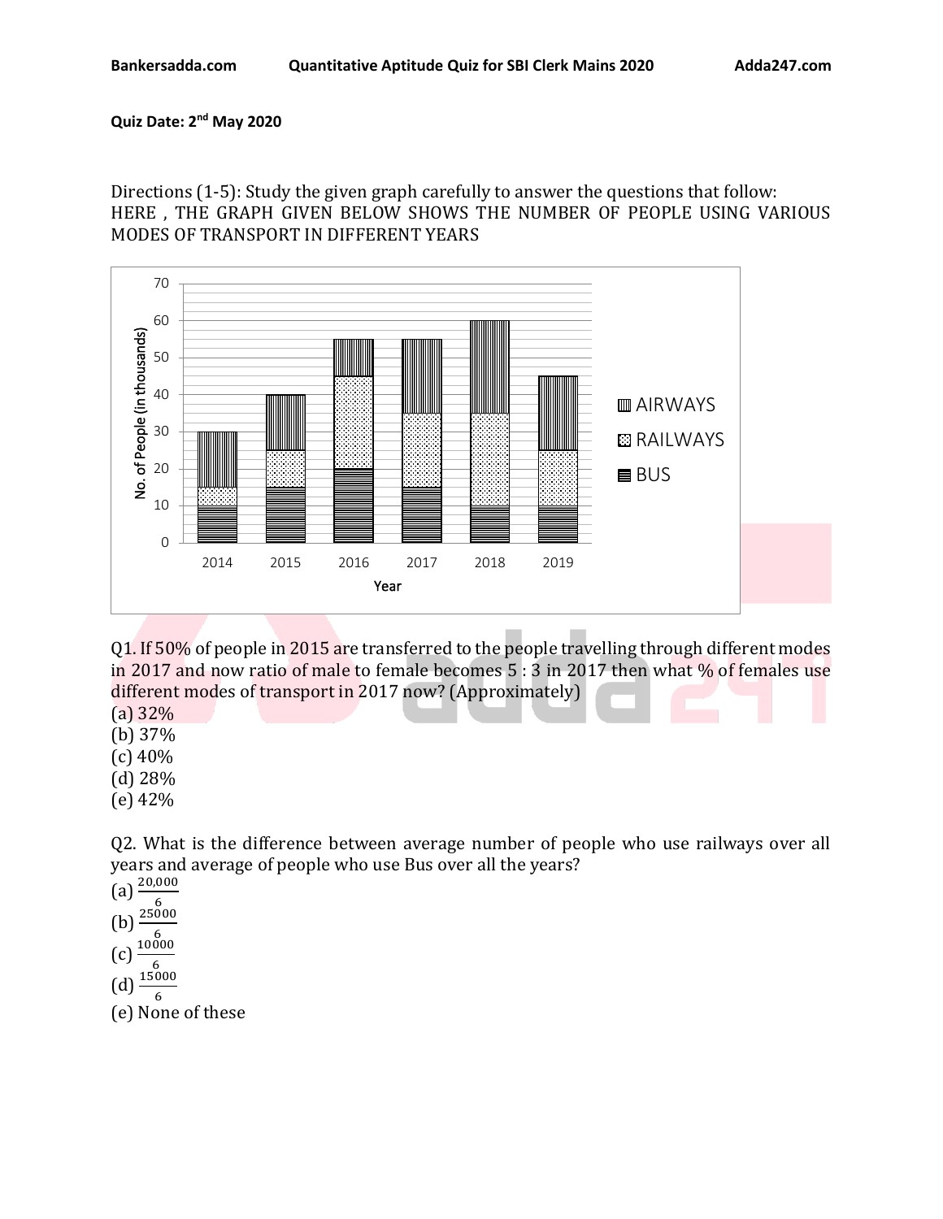**Quiz Date: 2nd May 2020**

Directions (1-5): Study the given graph carefully to answer the questions that follow:
HERE , THE GRAPH GIVEN BELOW SHOWS THE NUMBER OF PEOPLE USING VARIOUS MODES OF TRANSPORT IN DIFFERENT YEARS

Q1. If 50% of people in 2015 are transferred to the people travelling through different modes in 2017 and now ratio of male to female becomes 5 : 3 in 2017 then what % of females use different modes of transport in 2017 now? (Approximately)

(a) 32%
(b) 37%
(c) 40%
(d) 28%
(e) 42%

Q2. What is the difference between average number of people who use railways over all years and average of people who use Bus over all the years?

(a) $\frac{20,000}{6}$
(b) $\frac{25000}{6}$
(c) $\frac{10000}{6}$
(d) $\frac{15000}{6}$
(e) None of these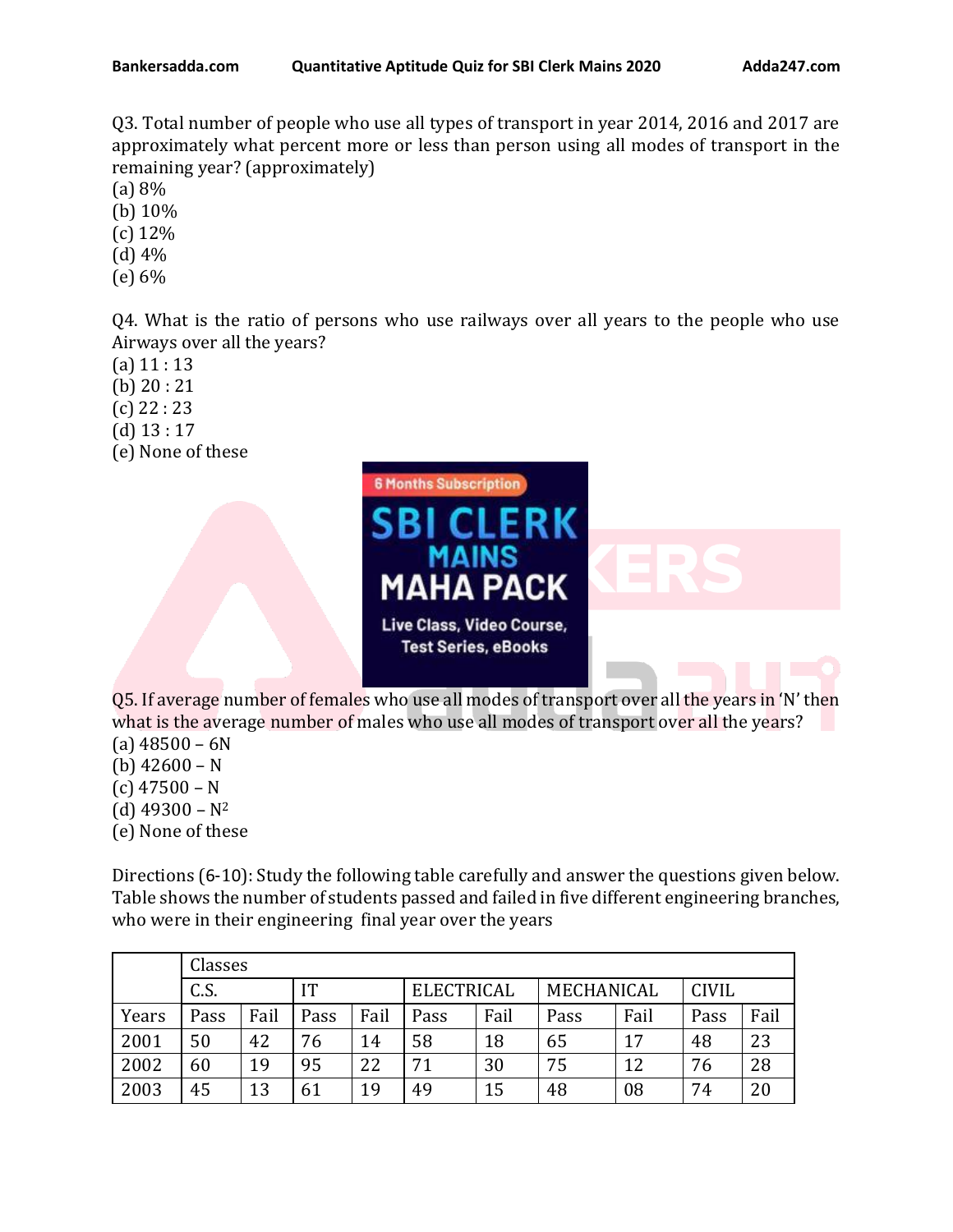Q3. Total number of people who use all types of transport in year 2014, 2016 and 2017 are approximately what percent more or less than person using all modes of transport in the remaining year? (approximately)

(a) 8%
(b) 10%
(c) 12%
(d) 4%
(e) 6%

Q4. What is the ratio of persons who use railways over all years to the people who use Airways over all the years?

(a) 11 : 13
(b) 20 : 21
(c) 22 : 23
(d) 13 : 17
(e) None of these

Q5. If average number of females who use all modes of transport over all the years in 'N' then what is the average number of males who use all modes of transport over all the years?

(a) 48500 – 6N
(b) 42600 – N
(c) 47500 – N
(d) 49300 – $N^2$
(e) None of these

Directions (6-10): Study the following table carefully and answer the questions given below. Table shows the number of students passed and failed in five different engineering branches, who were in their engineering final year over the years

| | Classes | | | | | | | | | |
|---|---|---|---|---|---|---|---|---|---|---|
| | C.S. | | IT | | ELECTRICAL | | MECHANICAL | | CIVIL | |
| Years | Pass | Fail | Pass | Fail | Pass | Fail | Pass | Fail | Pass | Fail |
| 2001 | 50 | 42 | 76 | 14 | 58 | 18 | 65 | 17 | 48 | 23 |
| 2002 | 60 | 19 | 95 | 22 | 71 | 30 | 75 | 12 | 76 | 28 |
| 2003 | 45 | 13 | 61 | 19 | 49 | 15 | 48 | 08 | 74 | 20 |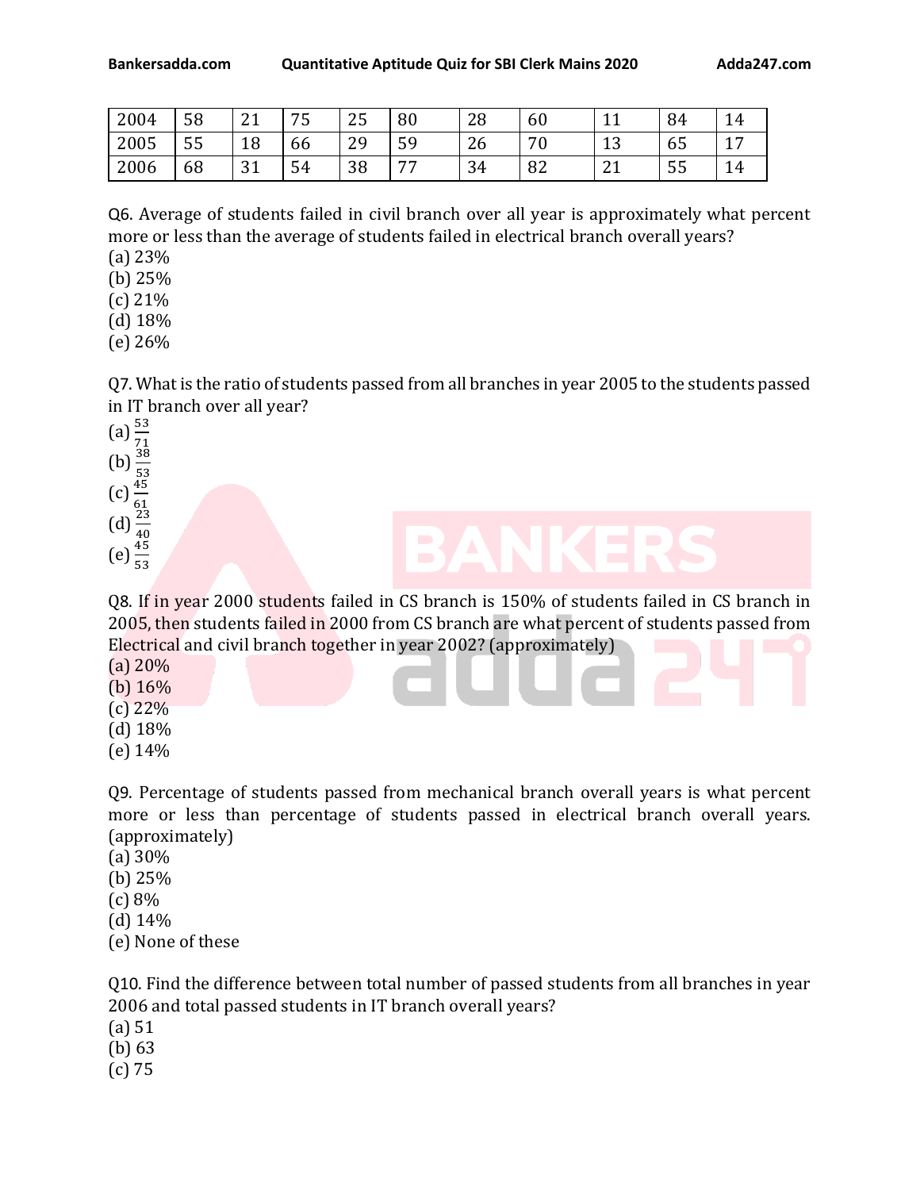| 2004 | 58 | 21 | 75 | 25 | 80 | 28 | 60 | 11 | 84 | 14 |
|---|---|---|---|---|---|---|---|---|---|---|
| 2005 | 55 | 18 | 66 | 29 | 59 | 26 | 70 | 13 | 65 | 17 |
| 2006 | 68 | 31 | 54 | 38 | 77 | 34 | 82 | 21 | 55 | 14 |

Q6. Average of students failed in civil branch over all year is approximately what percent more or less than the average of students failed in electrical branch overall years?

(a) 23%
(b) 25%
(c) 21%
(d) 18%
(e) 26%

Q7. What is the ratio of students passed from all branches in year 2005 to the students passed in IT branch over all year?

(a) $\frac{53}{71}$
(b) $\frac{38}{53}$
(c) $\frac{45}{61}$
(d) $\frac{23}{40}$
(e) $\frac{45}{53}$

Q8. If in year 2000 students failed in CS branch is 150% of students failed in CS branch in 2005, then students failed in 2000 from CS branch are what percent of students passed from Electrical and civil branch together in year 2002? (approximately)

(a) 20%
(b) 16%
(c) 22%
(d) 18%
(e) 14%

Q9. Percentage of students passed from mechanical branch overall years is what percent more or less than percentage of students passed in electrical branch overall years. (approximately)

(a) 30%
(b) 25%
(c) 8%
(d) 14%
(e) None of these

Q10. Find the difference between total number of passed students from all branches in year 2006 and total passed students in IT branch overall years?

(a) 51
(b) 63
(c) 75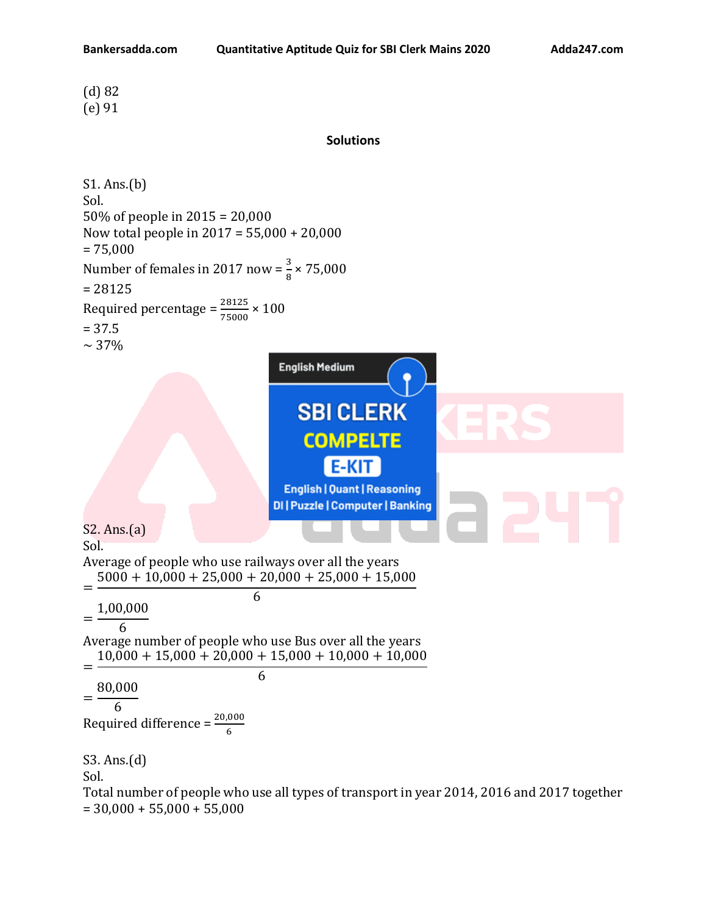(d) 82
(e) 91

**Solutions**

S1. Ans.(b)
Sol.
50% of people in 2015 = 20,000
Now total people in 2017 = 55,000 + 20,000
= 75,000
Number of females in 2017 now = $\frac{3}{8} \times 75,000$
= 28125
Required percentage = $\frac{28125}{75000} \times 100$
= 37.5
~ 37%

S2. Ans.(a)
Sol.
Average of people who use railways over all the years
$= \frac{5000 + 10,000 + 25,000 + 20,000 + 25,000 + 15,000}{6}$
$= \frac{1,00,000}{6}$
Average number of people who use Bus over all the years
$= \frac{10,000 + 15,000 + 20,000 + 15,000 + 10,000 + 10,000}{6}$
$= \frac{80,000}{6}$
Required difference = $\frac{20,000}{6}$

S3. Ans.(d)
Sol.
Total number of people who use all types of transport in year 2014, 2016 and 2017 together
= 30,000 + 55,000 + 55,000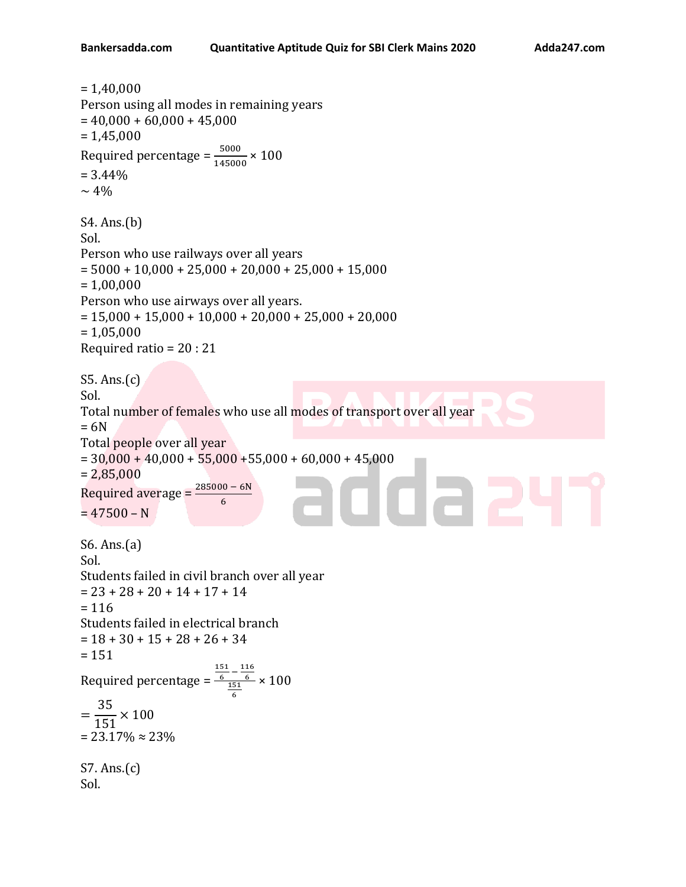= 1,40,000
Person using all modes in remaining years
= 40,000 + 60,000 + 45,000
= 1,45,000
Required percentage = $\frac{5000}{145000} \times 100$
= 3.44%
~ 4%

S4. Ans.(b)
Sol.
Person who use railways over all years
= 5000 + 10,000 + 25,000 + 20,000 + 25,000 + 15,000
= 1,00,000
Person who use airways over all years.
= 15,000 + 15,000 + 10,000 + 20,000 + 25,000 + 20,000
= 1,05,000
Required ratio = 20 : 21

S5. Ans.(c)
Sol.
Total number of females who use all modes of transport over all year
= 6N
Total people over all year
= 30,000 + 40,000 + 55,000 +55,000 + 60,000 + 45,000
= 2,85,000
Required average = $\frac{285000 - 6N}{6}$
= 47500 – N

S6. Ans.(a)
Sol.
Students failed in civil branch over all year
= 23 + 28 + 20 + 14 + 17 + 14
= 116
Students failed in electrical branch
= 18 + 30 + 15 + 28 + 26 + 34
= 151
Required percentage = $\frac{\frac{151}{6} - \frac{116}{6}}{\frac{151}{6}} \times 100$
$= \frac{35}{151} \times 100$
= 23.17% ≈ 23%

S7. Ans.(c)
Sol.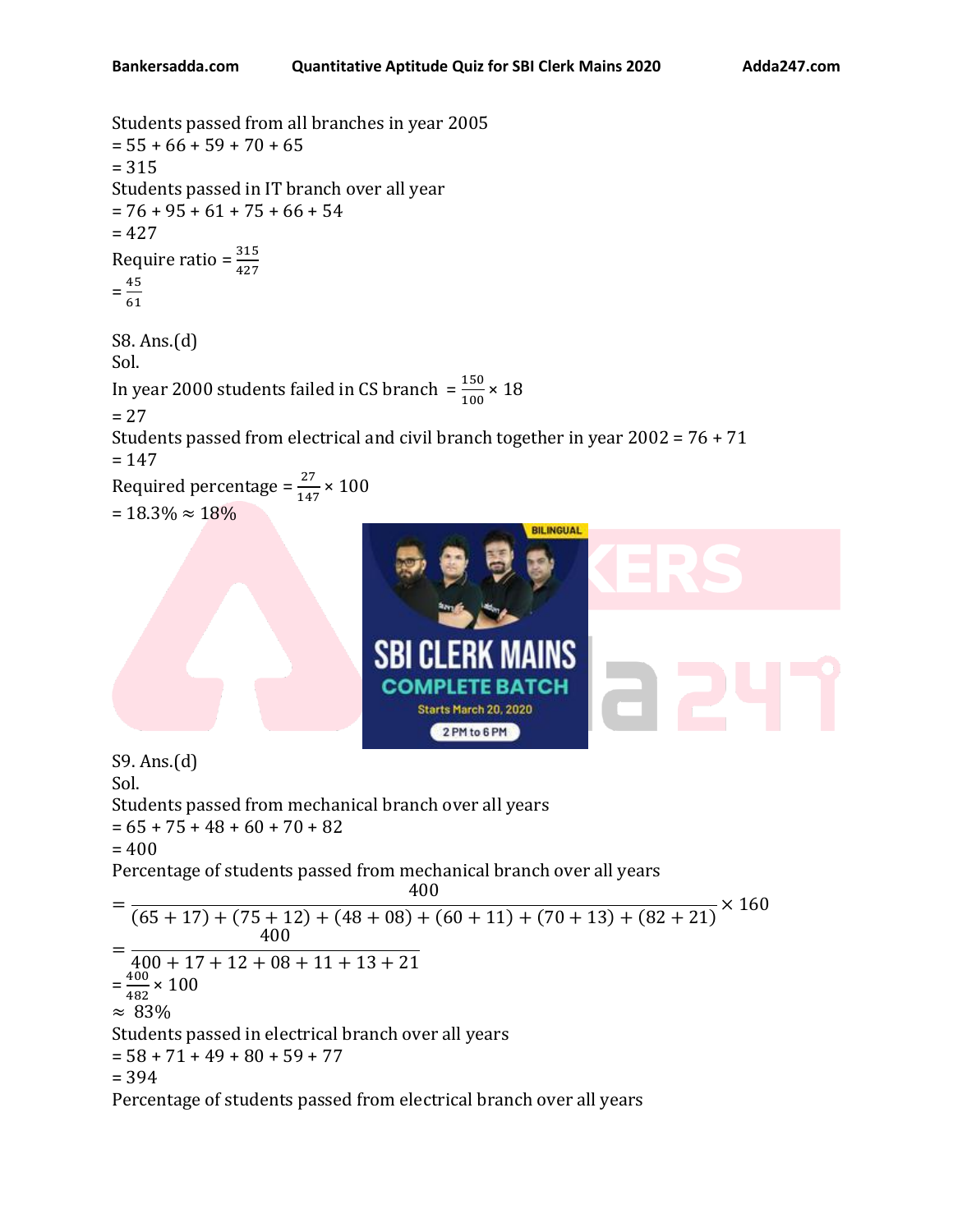Students passed from all branches in year 2005

= 55 + 66 + 59 + 70 + 65

= 315

Students passed in IT branch over all year

= 76 + 95 + 61 + 75 + 66 + 54

= 427

Require ratio = $\frac{315}{427}$

= $\frac{45}{61}$

S8. Ans.(d)

Sol.

In year 2000 students failed in CS branch = $\frac{150}{100} \times 18$

= 27

Students passed from electrical and civil branch together in year 2002 = 76 + 71

= 147

Required percentage = $\frac{27}{147} \times 100$

= 18.3% ≈ 18%

S9. Ans.(d)

Sol.

Students passed from mechanical branch over all years

= 65 + 75 + 48 + 60 + 70 + 82

= 400

Percentage of students passed from mechanical branch over all years

$$= \frac{400}{(65+17)+(75+12)+(48+08)+(60+11)+(70+13)+(82+21)} \times 160$$

$$= \frac{400}{400+17+12+08+11+13+21}$$

= $\frac{400}{482} \times 100$

≈ 83%

Students passed in electrical branch over all years

= 58 + 71 + 49 + 80 + 59 + 77

= 394

Percentage of students passed from electrical branch over all years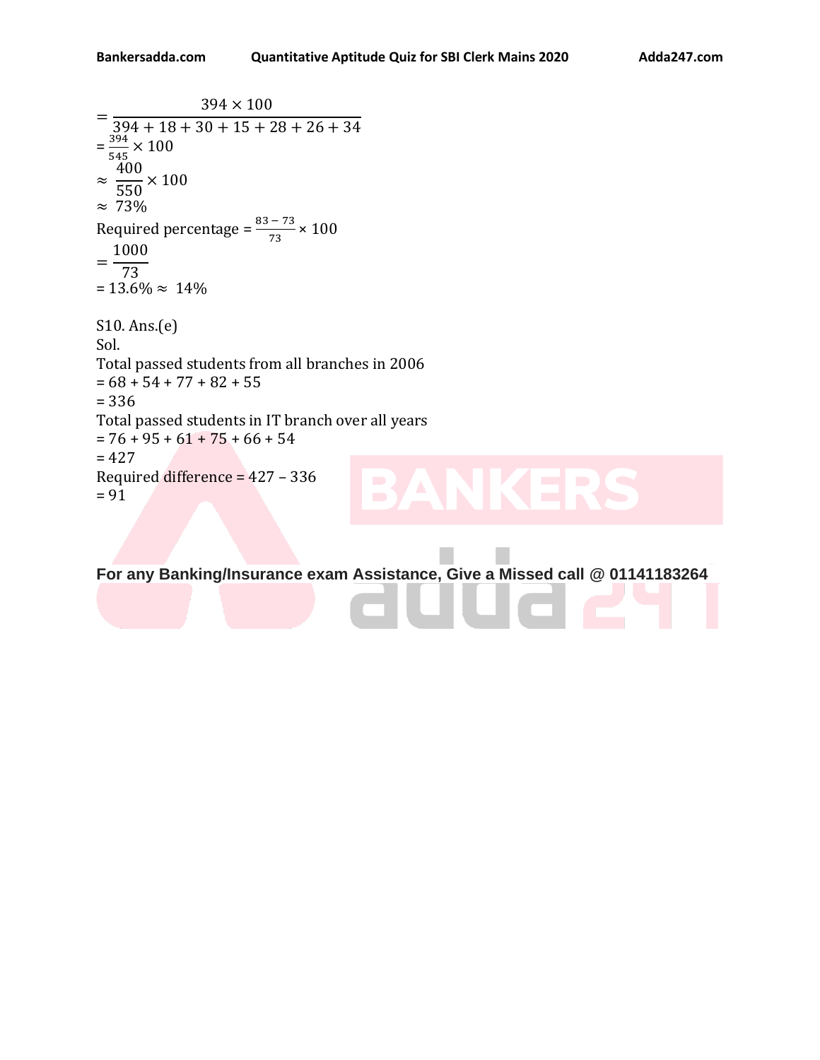$= \frac{394 \times 100}{394 + 18 + 30 + 15 + 28 + 26 + 34}$

$= \frac{394}{545} \times 100$

$\approx \frac{400}{550} \times 100$

$\approx 73\%$

Required percentage = $\frac{83-73}{73} \times 100$

$= \frac{1000}{73}$

$= 13.6\% \approx 14\%$

S10. Ans.(e)

Sol.

Total passed students from all branches in 2006

= 68 + 54 + 77 + 82 + 55

= 336

Total passed students in IT branch over all years

= 76 + 95 + 61 + 75 + 66 + 54

= 427

Required difference = 427 – 336

= 91

**For any Banking/Insurance exam Assistance, Give a Missed call @ 01141183264**